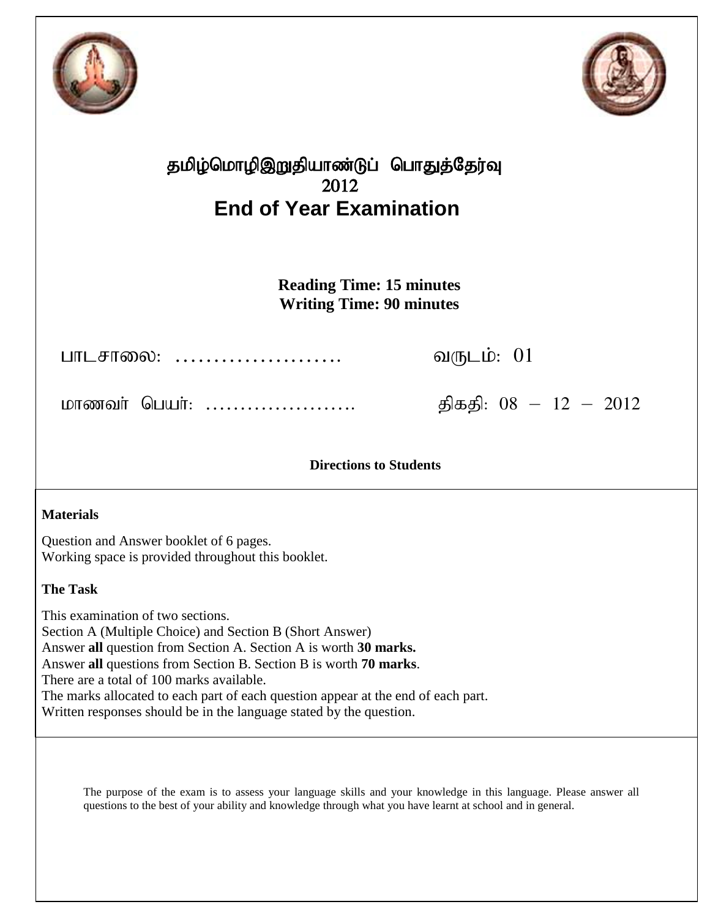# தமிழ்மொழிஇறுதியாண்டுப் பொதுத்தேர்வு
# 2012
# End of Year Examination

**Reading Time: 15 minutes**
**Writing Time: 90 minutes**

பாடசாலை: …………………… வருடம்: 01

மாணவர் பெயர்: …………………… திகதி: 08 – 12 – 2012

**Directions to Students**

**Materials**

Question and Answer booklet of 6 pages.
Working space is provided throughout this booklet.

**The Task**

This examination of two sections.
Section A (Multiple Choice) and Section B (Short Answer)
Answer **all** question from Section A. Section A is worth **30 marks.**
Answer **all** questions from Section B. Section B is worth **70 marks**.
There are a total of 100 marks available.
The marks allocated to each part of each question appear at the end of each part.
Written responses should be in the language stated by the question.

The purpose of the exam is to assess your language skills and your knowledge in this language. Please answer all questions to the best of your ability and knowledge through what you have learnt at school and in general.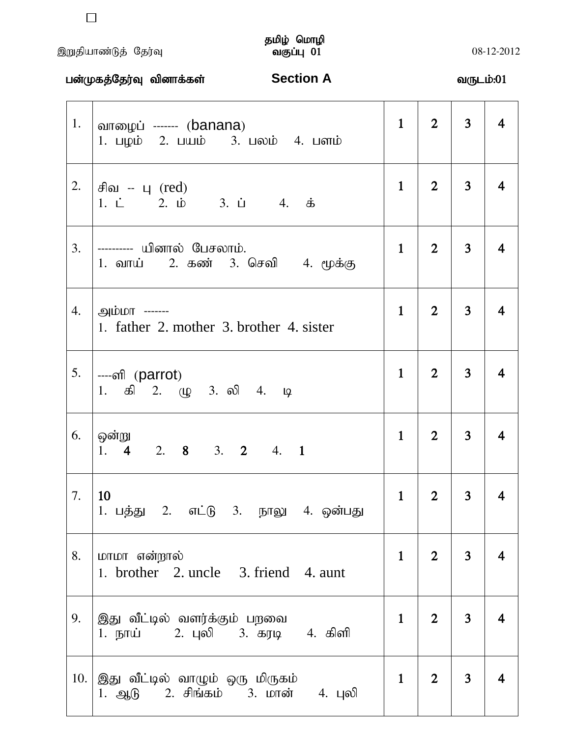இறுதியாண்டுத் தேர்வு — தமிழ் மொழி — வகுப்பு 01 — 08-12-2012

பன்முகத்தேர்வு வினாக்கள் — **Section A** — வருடம்:01

| | | | | | |
|---|---|---|---|---|---|
| 1. | வாழைப் ------- (banana)<br>1. பழம் 2. பயம் 3. பலம் 4. பளம் | 1 | 2 | 3 | 4 |
| 2. | சிவ -- பு (red)<br>1. ட் 2. ம் 3. ப் 4. க் | 1 | 2 | 3 | 4 |
| 3. | ---------- யினால் பேசலாம்.<br>1. வாய் 2. கண் 3. செவி 4. மூக்கு | 1 | 2 | 3 | 4 |
| 4. | அம்மா -------<br>1. father 2. mother 3. brother 4. sister | 1 | 2 | 3 | 4 |
| 5. | ----ளி (parrot)<br>1. கி 2. மு 3. லி 4. டி | 1 | 2 | 3 | 4 |
| 6. | ஒன்று<br>1. 4 2. 8 3. 2 4. 1 | 1 | 2 | 3 | 4 |
| 7. | 10<br>1. பத்து 2. எட்டு 3. நாலு 4. ஒன்பது | 1 | 2 | 3 | 4 |
| 8. | மாமா என்றால்<br>1. brother 2. uncle 3. friend 4. aunt | 1 | 2 | 3 | 4 |
| 9. | இது வீட்டில் வளர்க்கும் பறவை<br>1. நாய் 2. புலி 3. கரடி 4. கிளி | 1 | 2 | 3 | 4 |
| 10. | இது வீட்டில் வாழும் ஒரு மிருகம்<br>1. ஆடு 2. சிங்கம் 3. மான் 4. புலி | 1 | 2 | 3 | 4 |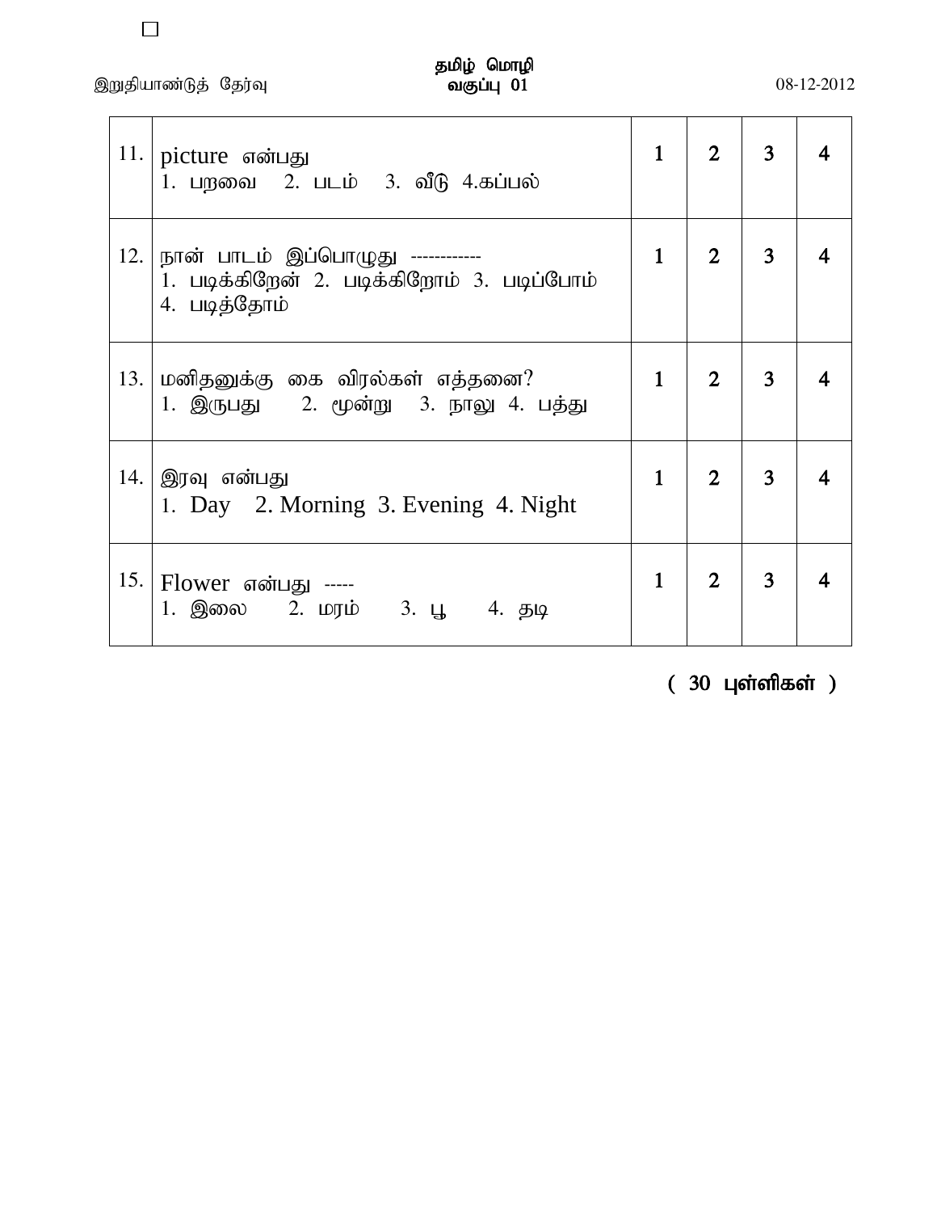| | | | | | |
|---|---|---|---|---|---|
| 11. | picture என்பது<br>1. பறவை 2. படம் 3. வீடு 4.கப்பல் | 1 | 2 | 3 | 4 |
| 12. | நான் பாடம் இப்பொழுது ------------<br>1. படிக்கிறேன் 2. படிக்கிறோம் 3. படிப்போம் 4. படித்தோம் | 1 | 2 | 3 | 4 |
| 13. | மனிதனுக்கு கை விரல்கள் எத்தனை?<br>1. இருபது 2. மூன்று 3. நாலு 4. பத்து | 1 | 2 | 3 | 4 |
| 14. | இரவு என்பது<br>1. Day 2. Morning 3. Evening 4. Night | 1 | 2 | 3 | 4 |
| 15. | Flower என்பது -----<br>1. இலை 2. மரம் 3. பூ 4. தடி | 1 | 2 | 3 | 4 |

( 30 புள்ளிகள் )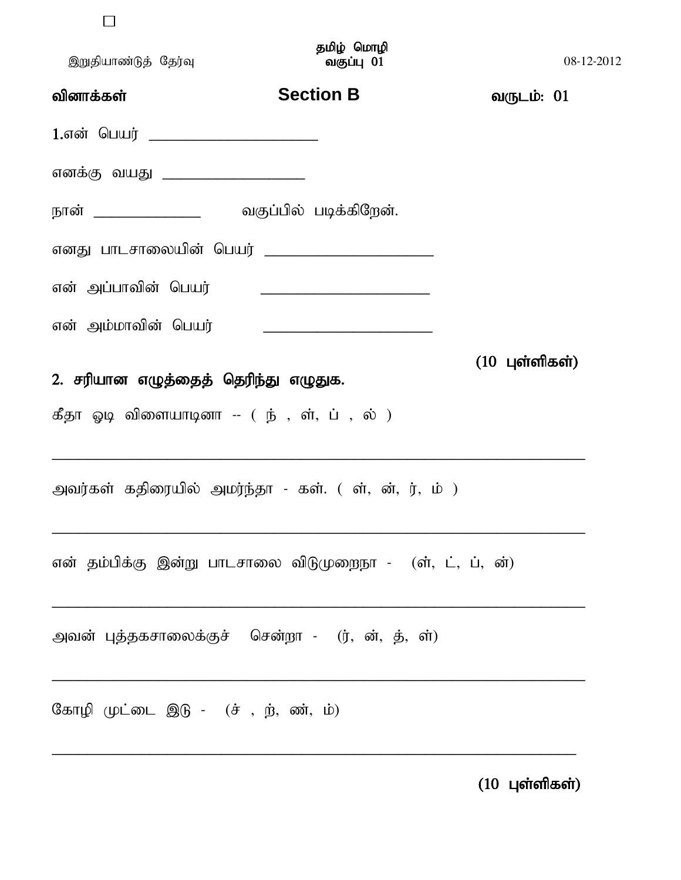☐

இறுதியாண்டுத் தேர்வு

**தமிழ் மொழி**
**வகுப்பு 01**

08-12-2012

**வினாக்கள்** **Section B** **வருடம்: 01**

1.என் பெயர் ____________________

எனக்கு வயது ____________________

நான் ______________ வகுப்பில் படிக்கிறேன்.

எனது பாடசாலையின் பெயர் ____________________

என் அப்பாவின் பெயர் ____________________

என் அம்மாவின் பெயர் ____________________

**(10 புள்ளிகள்)**

**2. சரியான எழுத்தைத் தெரிந்து எழுதுக.**

கீதா ஓடி விளையாடினா -- ( ந் , ள், ப் , ல் )

______________________________________________________________________

அவர்கள் கதிரையில் அமர்ந்தா - கள். ( ள், ன், ர், ம் )

______________________________________________________________________

என் தம்பிக்கு இன்று பாடசாலை விடுமுறைநா - (ள், ட், ப், ன்)

______________________________________________________________________

அவன் புத்தகசாலைக்குச் சென்றா - (ர், ன், த், ள்)

______________________________________________________________________

கோழி முட்டை இடு - (ச் , ற், ண், ம்)

______________________________________________________________________

**(10 புள்ளிகள்)**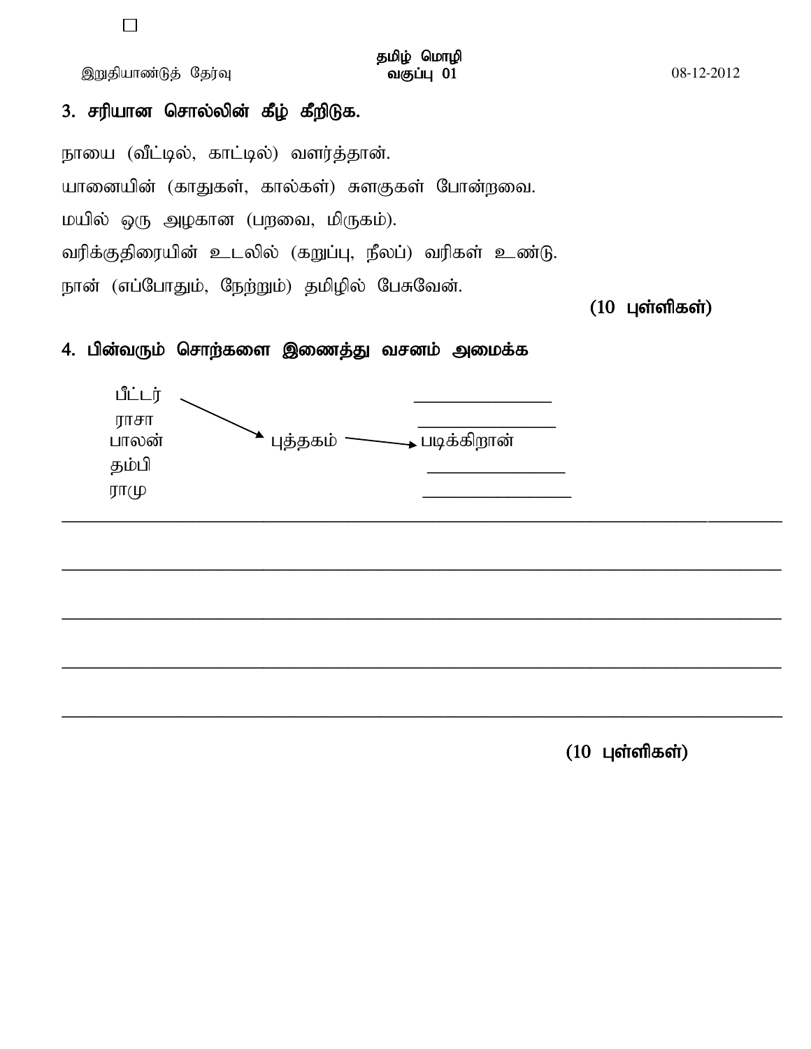இறுதியாண்டுத் தேர்வு

**தமிழ் மொழி**
**வகுப்பு 01**

08-12-2012

### 3. சரியான சொல்லின் கீழ் கீறிடுக.

நாயை (வீட்டில், காட்டில்) வளர்த்தான்.

யானையின் (காதுகள், கால்கள்) சுளகுகள் போன்றவை.

மயில் ஒரு அழகான (பறவை, மிருகம்).

வரிக்குதிரையின் உடலில் (கறுப்பு, நீலப்) வரிகள் உண்டு.

நான் (எப்போதும், நேற்றும்) தமிழில் பேசுவேன்.

**(10 புள்ளிகள்)**

### 4. பின்வரும் சொற்களை இணைத்து வசனம் அமைக்க

பீட்டர் → புத்தகம் → படிக்கிறான்

ராசா

பாலன்

தம்பி

ராமு

______________________________

______________________________

______________________________

______________________________

______________________________

**(10 புள்ளிகள்)**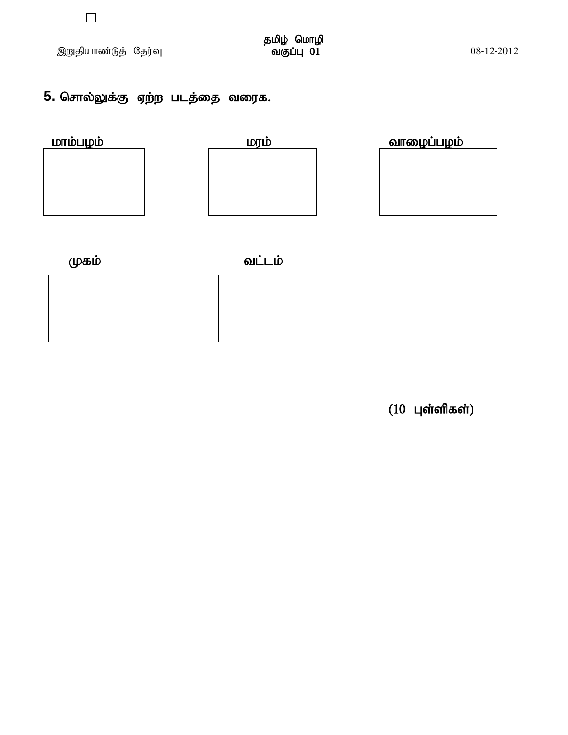தமிழ் மொழி
வகுப்பு 01

இறுதியாண்டுத் தேர்வு

08-12-2012

**5. சொல்லுக்கு ஏற்ற படத்தை வரைக.**

மாம்பழம்

மரம்

வாழைப்பழம்

முகம்

வட்டம்

(10 புள்ளிகள்)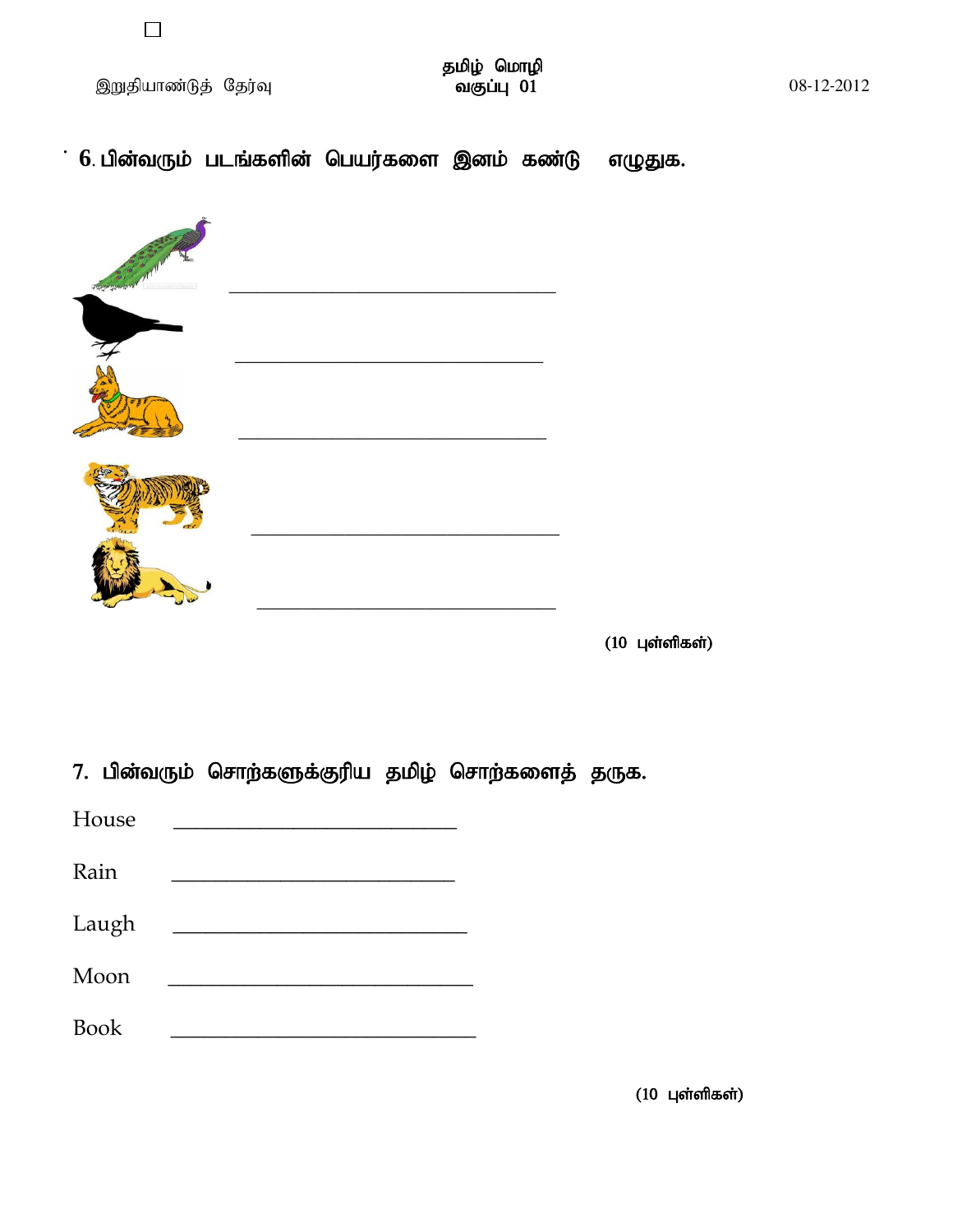இறுதியாண்டுத் தேர்வு

தமிழ் மொழி
வகுப்பு 01

08-12-2012

**6. பின்வரும் படங்களின் பெயர்களை இனம் கண்டு எழுதுக.**

\_\_\_\_\_\_\_\_\_\_\_\_\_\_\_\_\_\_\_\_\_\_\_\_\_\_\_\_\_\_\_\_

\_\_\_\_\_\_\_\_\_\_\_\_\_\_\_\_\_\_\_\_\_\_\_\_\_\_\_\_\_\_\_\_

\_\_\_\_\_\_\_\_\_\_\_\_\_\_\_\_\_\_\_\_\_\_\_\_\_\_\_\_\_\_\_\_

\_\_\_\_\_\_\_\_\_\_\_\_\_\_\_\_\_\_\_\_\_\_\_\_\_\_\_\_\_\_\_\_

\_\_\_\_\_\_\_\_\_\_\_\_\_\_\_\_\_\_\_\_\_\_\_\_\_\_\_\_\_\_\_\_

**(10 புள்ளிகள்)**

**7. பின்வரும் சொற்களுக்குரிய தமிழ் சொற்களைத் தருக.**

House \_\_\_\_\_\_\_\_\_\_\_\_\_\_\_\_\_\_\_\_\_\_\_\_\_\_\_

Rain \_\_\_\_\_\_\_\_\_\_\_\_\_\_\_\_\_\_\_\_\_\_\_\_\_\_\_

Laugh \_\_\_\_\_\_\_\_\_\_\_\_\_\_\_\_\_\_\_\_\_\_\_\_\_\_\_

Moon \_\_\_\_\_\_\_\_\_\_\_\_\_\_\_\_\_\_\_\_\_\_\_\_\_\_\_

Book \_\_\_\_\_\_\_\_\_\_\_\_\_\_\_\_\_\_\_\_\_\_\_\_\_\_\_

**(10 புள்ளிகள்)**